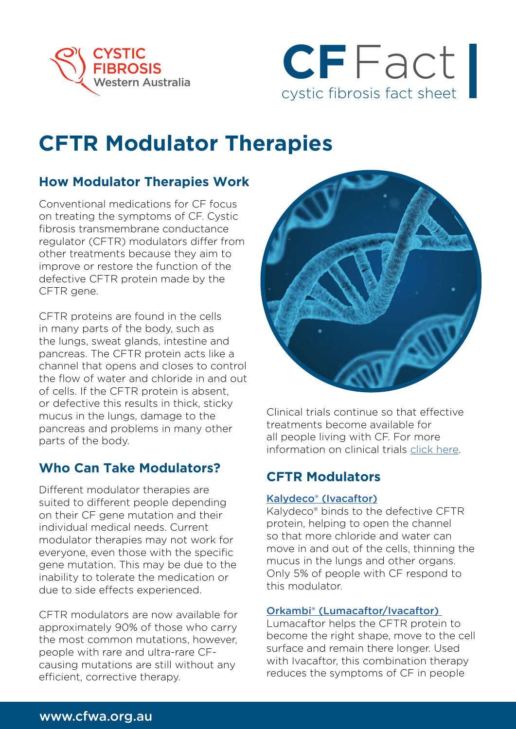# CFTR Modulator Therapies

## How Modulator Therapies Work

Conventional medications for CF focus on treating the symptoms of CF. Cystic fibrosis transmembrane conductance regulator (CFTR) modulators differ from other treatments because they aim to improve or restore the function of the defective CFTR protein made by the CFTR gene.

CFTR proteins are found in the cells in many parts of the body, such as the lungs, sweat glands, intestine and pancreas. The CFTR protein acts like a channel that opens and closes to control the flow of water and chloride in and out of cells. If the CFTR protein is absent, or defective this results in thick, sticky mucus in the lungs, damage to the pancreas and problems in many other parts of the body.

## Who Can Take Modulators?

Different modulator therapies are suited to different people depending on their CF gene mutation and their individual medical needs. Current modulator therapies may not work for everyone, even those with the specific gene mutation. This may be due to the inability to tolerate the medication or due to side effects experienced.

CFTR modulators are now available for approximately 90% of those who carry the most common mutations, however, people with rare and ultra-rare CF-causing mutations are still without any efficient, corrective therapy.

Clinical trials continue so that effective treatments become available for all people living with CF. For more information on clinical trials click here.

## CFTR Modulators

**Kalydeco® (Ivacaftor)**

Kalydeco® binds to the defective CFTR protein, helping to open the channel so that more chloride and water can move in and out of the cells, thinning the mucus in the lungs and other organs. Only 5% of people with CF respond to this modulator.

**Orkambi® (Lumacaftor/Ivacaftor)**

Lumacaftor helps the CFTR protein to become the right shape, move to the cell surface and remain there longer. Used with Ivacaftor, this combination therapy reduces the symptoms of CF in people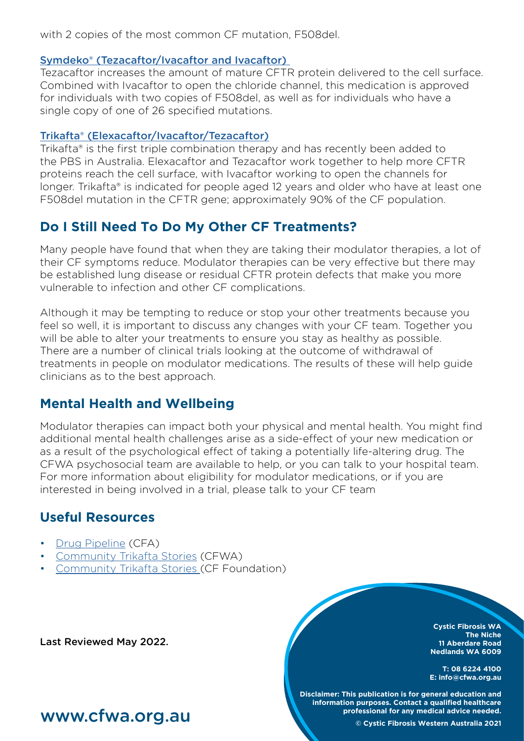with 2 copies of the most common CF mutation, F508del.

[Symdeko® (Tezacaftor/Ivacaftor and Ivacaftor)]

Tezacaftor increases the amount of mature CFTR protein delivered to the cell surface. Combined with Ivacaftor to open the chloride channel, this medication is approved for individuals with two copies of F508del, as well as for individuals who have a single copy of one of 26 specified mutations.

[Trikafta® (Elexacaftor/Ivacaftor/Tezacaftor)]

Trikafta® is the first triple combination therapy and has recently been added to the PBS in Australia. Elexacaftor and Tezacaftor work together to help more CFTR proteins reach the cell surface, with Ivacaftor working to open the channels for longer. Trikafta® is indicated for people aged 12 years and older who have at least one F508del mutation in the CFTR gene; approximately 90% of the CF population.

## Do I Still Need To Do My Other CF Treatments?

Many people have found that when they are taking their modulator therapies, a lot of their CF symptoms reduce. Modulator therapies can be very effective but there may be established lung disease or residual CFTR protein defects that make you more vulnerable to infection and other CF complications.

Although it may be tempting to reduce or stop your other treatments because you feel so well, it is important to discuss any changes with your CF team. Together you will be able to alter your treatments to ensure you stay as healthy as possible. There are a number of clinical trials looking at the outcome of withdrawal of treatments in people on modulator medications. The results of these will help guide clinicians as to the best approach.

## Mental Health and Wellbeing

Modulator therapies can impact both your physical and mental health. You might find additional mental health challenges arise as a side-effect of your new medication or as a result of the psychological effect of taking a potentially life-altering drug. The CFWA psychosocial team are available to help, or you can talk to your hospital team. For more information about eligibility for modulator medications, or if you are interested in being involved in a trial, please talk to your CF team

## Useful Resources

- Drug Pipeline (CFA)
- Community Trikafta Stories (CFWA)
- Community Trikafta Stories (CF Foundation)

Last Reviewed May 2022.

**Cystic Fibrosis WA**
**The Niche**
**11 Aberdare Road**
**Nedlands WA 6009**

**T: 08 6224 4100**
**E: info@cfwa.org.au**

**Disclaimer: This publication is for general education and information purposes. Contact a qualified healthcare professional for any medical advice needed.**

**© Cystic Fibrosis Western Australia 2021**

www.cfwa.org.au